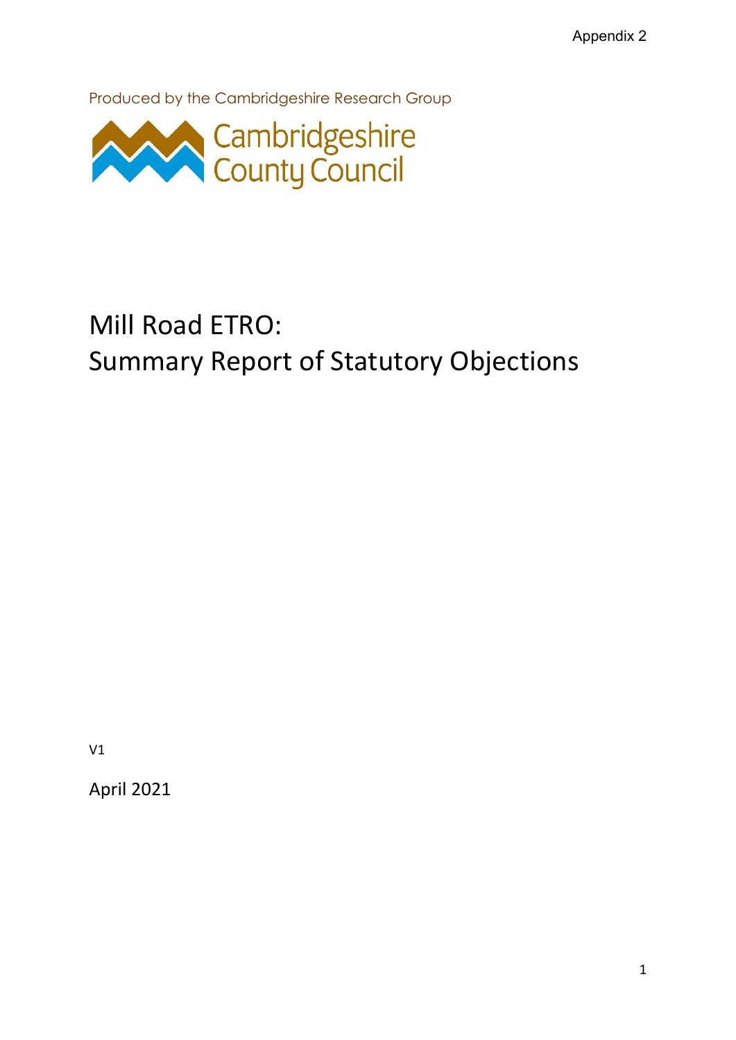Appendix 2

Produced by the Cambridgeshire Research Group

Cambridgeshire County Council

# Mill Road ETRO: Summary Report of Statutory Objections

V1

April 2021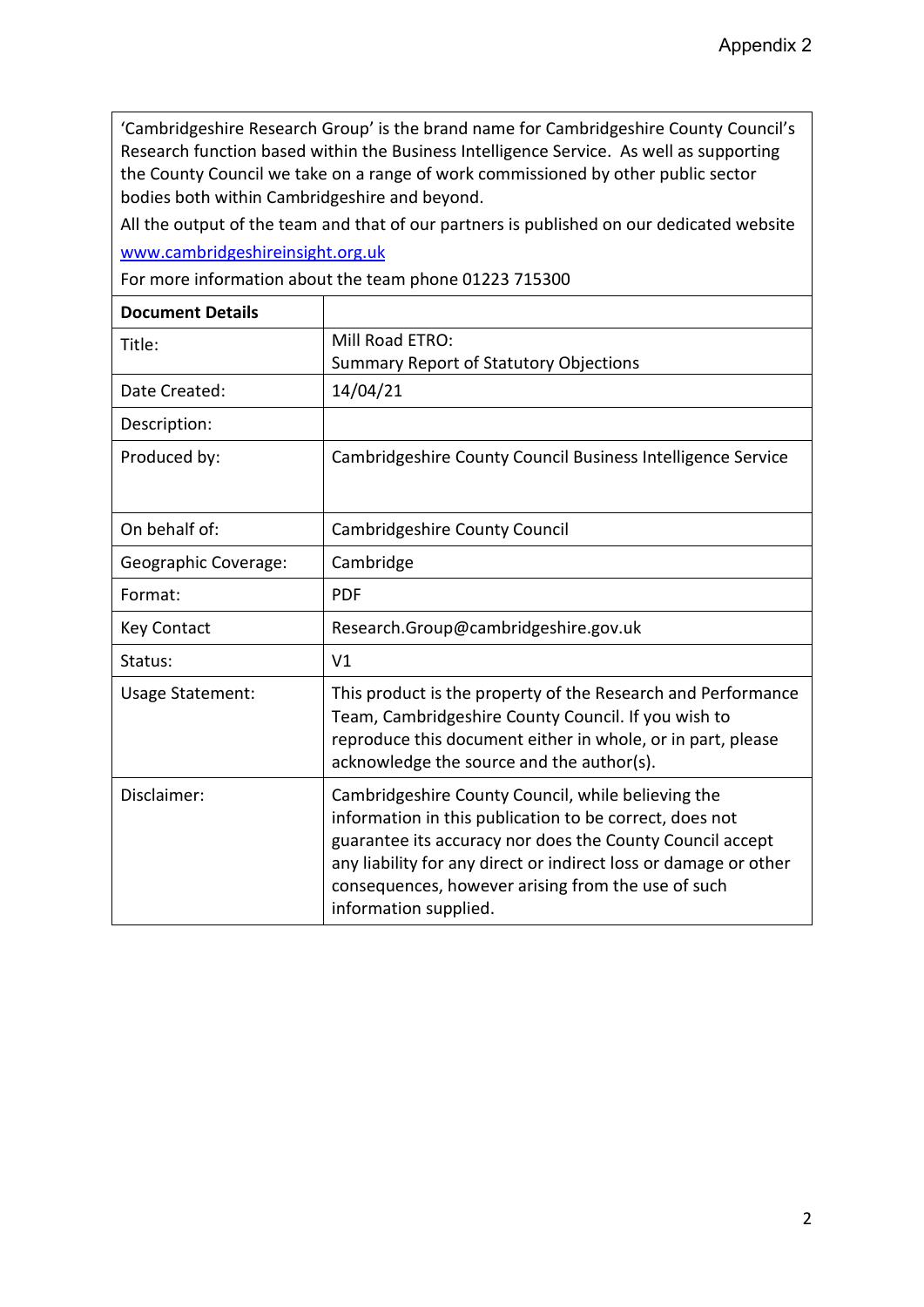Appendix 2

| 'Cambridgeshire Research Group' is the brand name for Cambridgeshire County Council's Research function based within the Business Intelligence Service. As well as supporting the County Council we take on a range of work commissioned by other public sector bodies both within Cambridgeshire and beyond.<br>All the output of the team and that of our partners is published on our dedicated website [www.cambridgeshireinsight.org.uk](http://www.cambridgeshireinsight.org.uk)<br>For more information about the team phone 01223 715300 | |
|---|---|
| **Document Details** | |
| Title: | Mill Road ETRO:<br>Summary Report of Statutory Objections |
| Date Created: | 14/04/21 |
| Description: | |
| Produced by: | Cambridgeshire County Council Business Intelligence Service |
| On behalf of: | Cambridgeshire County Council |
| Geographic Coverage: | Cambridge |
| Format: | PDF |
| Key Contact | Research.Group@cambridgeshire.gov.uk |
| Status: | V1 |
| Usage Statement: | This product is the property of the Research and Performance Team, Cambridgeshire County Council. If you wish to reproduce this document either in whole, or in part, please acknowledge the source and the author(s). |
| Disclaimer: | Cambridgeshire County Council, while believing the information in this publication to be correct, does not guarantee its accuracy nor does the County Council accept any liability for any direct or indirect loss or damage or other consequences, however arising from the use of such information supplied. |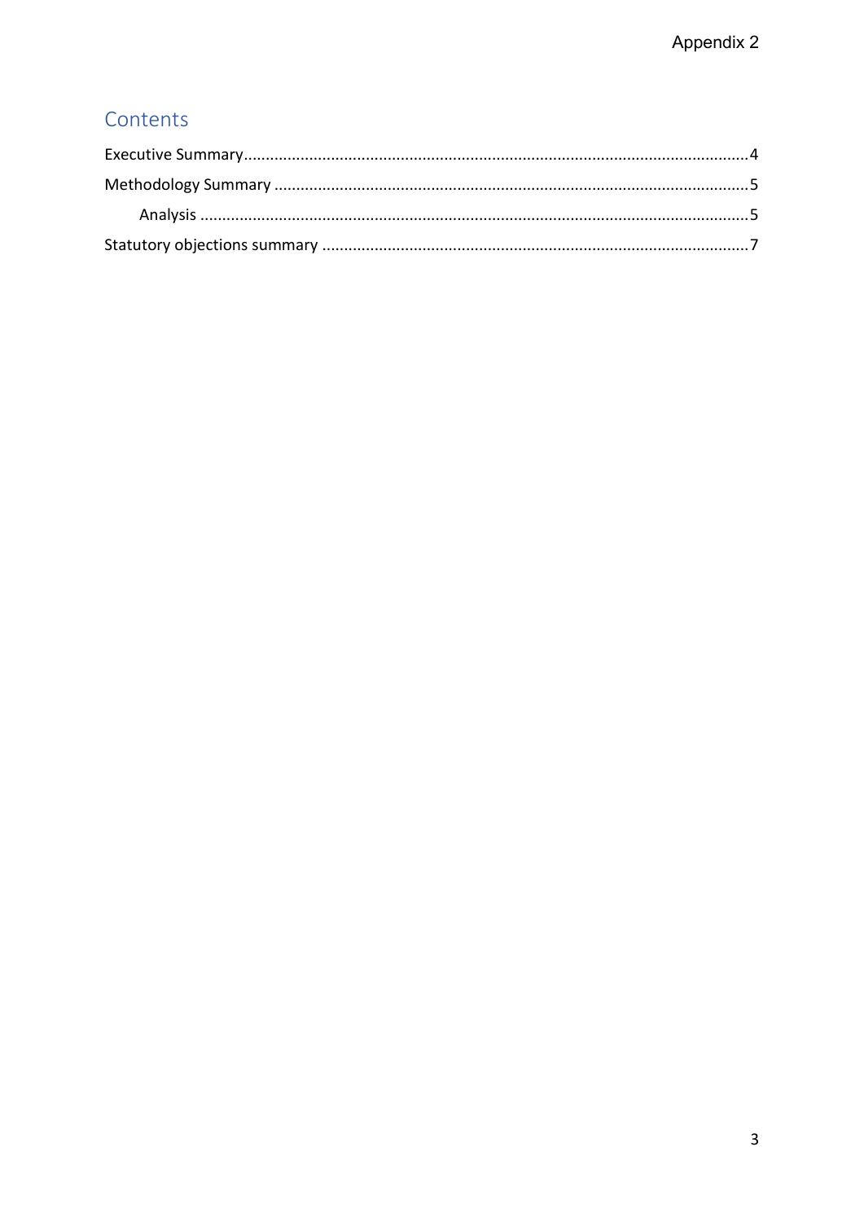## Contents

Executive Summary....................4

Methodology Summary....................5

- Analysis....................5

Statutory objections summary....................7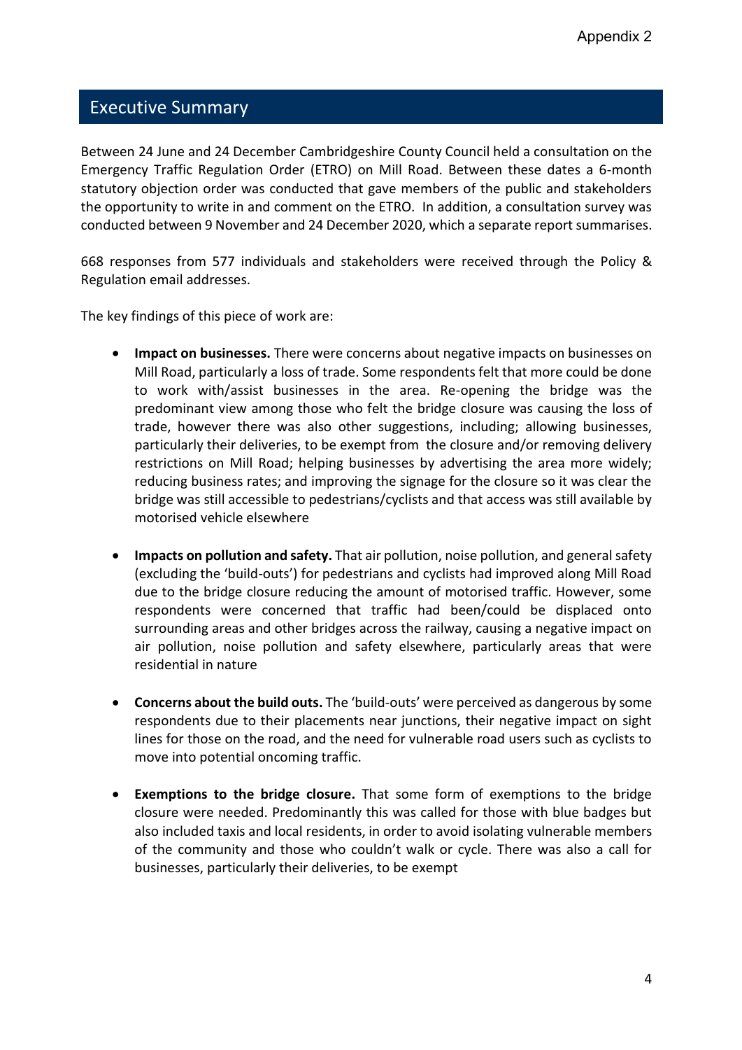## Executive Summary

Between 24 June and 24 December Cambridgeshire County Council held a consultation on the Emergency Traffic Regulation Order (ETRO) on Mill Road. Between these dates a 6-month statutory objection order was conducted that gave members of the public and stakeholders the opportunity to write in and comment on the ETRO. In addition, a consultation survey was conducted between 9 November and 24 December 2020, which a separate report summarises.

668 responses from 577 individuals and stakeholders were received through the Policy & Regulation email addresses.

The key findings of this piece of work are:

- **Impact on businesses.** There were concerns about negative impacts on businesses on Mill Road, particularly a loss of trade. Some respondents felt that more could be done to work with/assist businesses in the area. Re-opening the bridge was the predominant view among those who felt the bridge closure was causing the loss of trade, however there was also other suggestions, including; allowing businesses, particularly their deliveries, to be exempt from the closure and/or removing delivery restrictions on Mill Road; helping businesses by advertising the area more widely; reducing business rates; and improving the signage for the closure so it was clear the bridge was still accessible to pedestrians/cyclists and that access was still available by motorised vehicle elsewhere

- **Impacts on pollution and safety.** That air pollution, noise pollution, and general safety (excluding the 'build-outs') for pedestrians and cyclists had improved along Mill Road due to the bridge closure reducing the amount of motorised traffic. However, some respondents were concerned that traffic had been/could be displaced onto surrounding areas and other bridges across the railway, causing a negative impact on air pollution, noise pollution and safety elsewhere, particularly areas that were residential in nature

- **Concerns about the build outs.** The 'build-outs' were perceived as dangerous by some respondents due to their placements near junctions, their negative impact on sight lines for those on the road, and the need for vulnerable road users such as cyclists to move into potential oncoming traffic.

- **Exemptions to the bridge closure.** That some form of exemptions to the bridge closure were needed. Predominantly this was called for those with blue badges but also included taxis and local residents, in order to avoid isolating vulnerable members of the community and those who couldn't walk or cycle. There was also a call for businesses, particularly their deliveries, to be exempt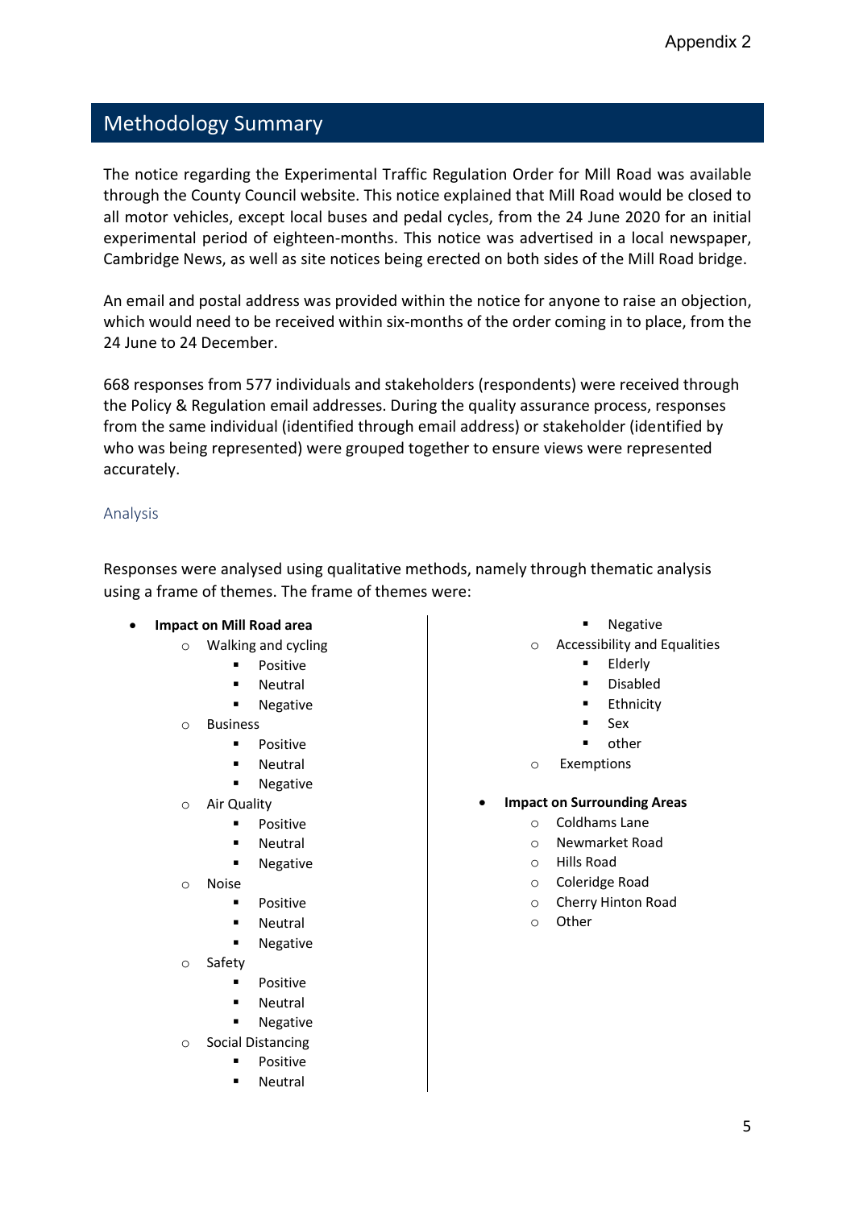## Methodology Summary

The notice regarding the Experimental Traffic Regulation Order for Mill Road was available through the County Council website. This notice explained that Mill Road would be closed to all motor vehicles, except local buses and pedal cycles, from the 24 June 2020 for an initial experimental period of eighteen-months. This notice was advertised in a local newspaper, Cambridge News, as well as site notices being erected on both sides of the Mill Road bridge.

An email and postal address was provided within the notice for anyone to raise an objection, which would need to be received within six-months of the order coming in to place, from the 24 June to 24 December.

668 responses from 577 individuals and stakeholders (respondents) were received through the Policy & Regulation email addresses. During the quality assurance process, responses from the same individual (identified through email address) or stakeholder (identified by who was being represented) were grouped together to ensure views were represented accurately.

### Analysis

Responses were analysed using qualitative methods, namely through thematic analysis using a frame of themes. The frame of themes were:

- **Impact on Mill Road area**
  - Walking and cycling
    - Positive
    - Neutral
    - Negative
  - Business
    - Positive
    - Neutral
    - Negative
  - Air Quality
    - Positive
    - Neutral
    - Negative
  - Noise
    - Positive
    - Neutral
    - Negative
  - Safety
    - Positive
    - Neutral
    - Negative
  - Social Distancing
    - Positive
    - Neutral
    - Negative
  - Accessibility and Equalities
    - Elderly
    - Disabled
    - Ethnicity
    - Sex
    - other
  - Exemptions
- **Impact on Surrounding Areas**
  - Coldhams Lane
  - Newmarket Road
  - Hills Road
  - Coleridge Road
  - Cherry Hinton Road
  - Other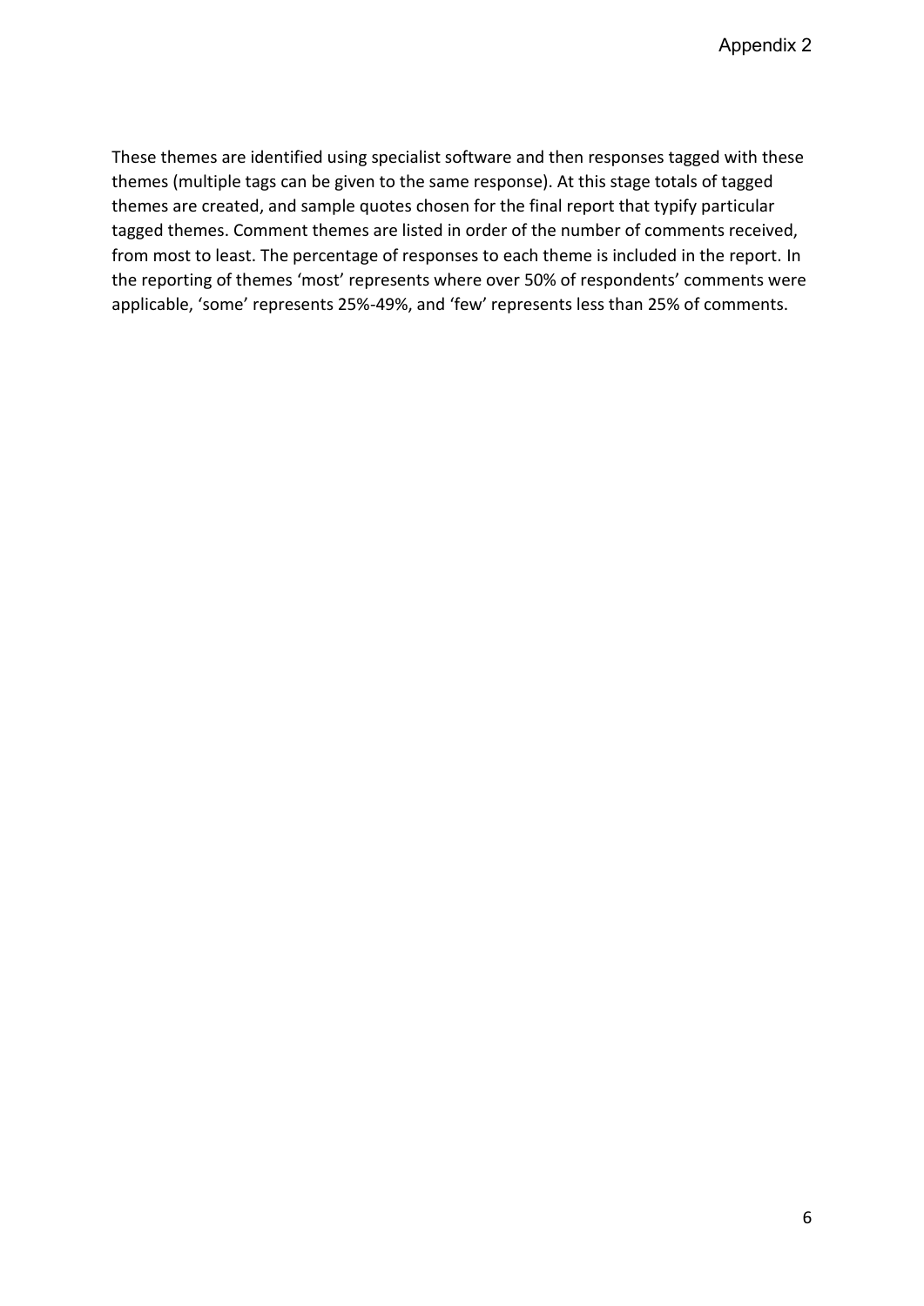These themes are identified using specialist software and then responses tagged with these themes (multiple tags can be given to the same response). At this stage totals of tagged themes are created, and sample quotes chosen for the final report that typify particular tagged themes. Comment themes are listed in order of the number of comments received, from most to least. The percentage of responses to each theme is included in the report. In the reporting of themes 'most' represents where over 50% of respondents' comments were applicable, 'some' represents 25%-49%, and 'few' represents less than 25% of comments.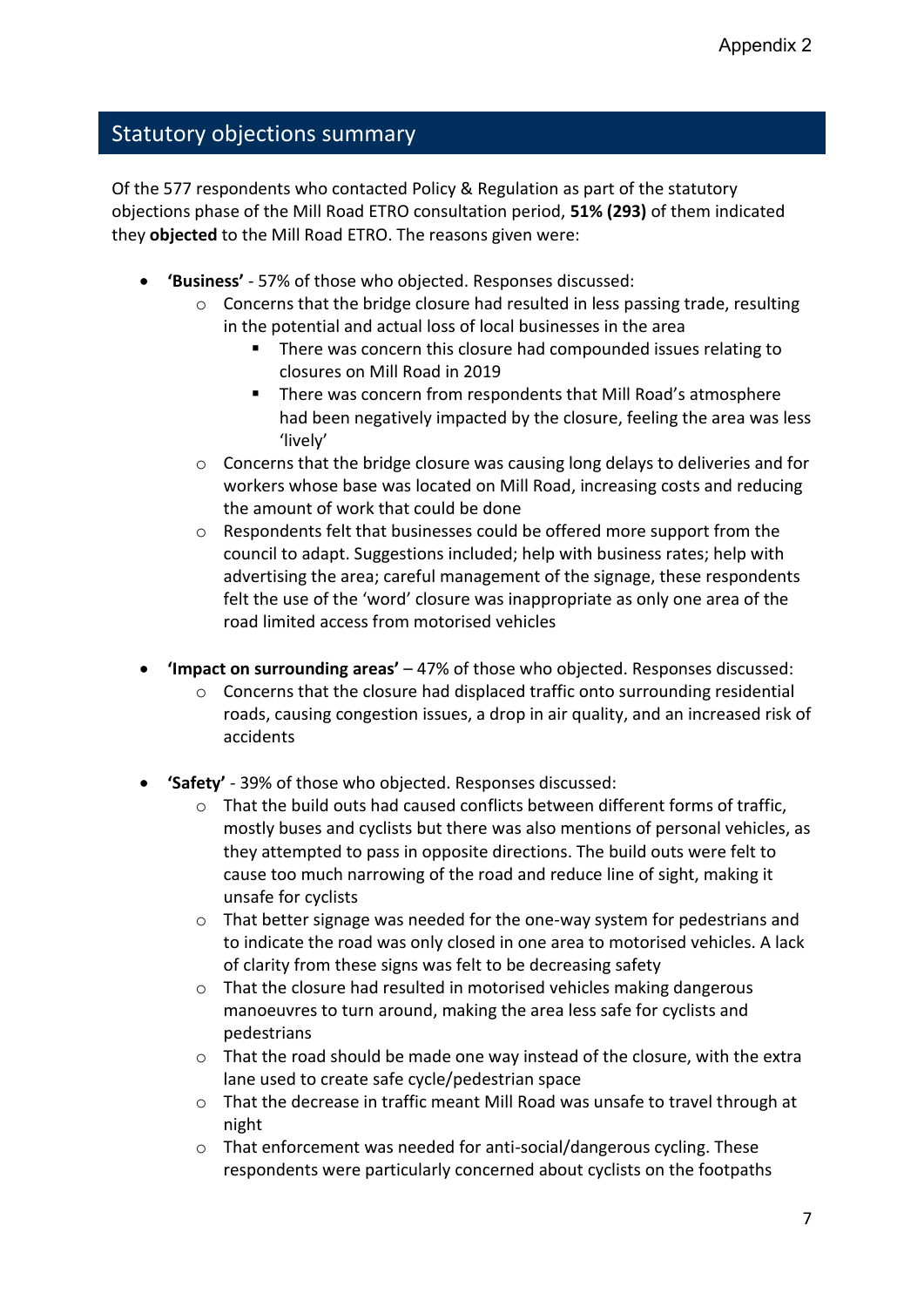## Statutory objections summary

Of the 577 respondents who contacted Policy & Regulation as part of the statutory objections phase of the Mill Road ETRO consultation period, **51% (293)** of them indicated they **objected** to the Mill Road ETRO. The reasons given were:

- **'Business'** - 57% of those who objected. Responses discussed:
  - Concerns that the bridge closure had resulted in less passing trade, resulting in the potential and actual loss of local businesses in the area
    - There was concern this closure had compounded issues relating to closures on Mill Road in 2019
    - There was concern from respondents that Mill Road's atmosphere had been negatively impacted by the closure, feeling the area was less 'lively'
  - Concerns that the bridge closure was causing long delays to deliveries and for workers whose base was located on Mill Road, increasing costs and reducing the amount of work that could be done
  - Respondents felt that businesses could be offered more support from the council to adapt. Suggestions included; help with business rates; help with advertising the area; careful management of the signage, these respondents felt the use of the 'word' closure was inappropriate as only one area of the road limited access from motorised vehicles

- **'Impact on surrounding areas'** – 47% of those who objected. Responses discussed:
  - Concerns that the closure had displaced traffic onto surrounding residential roads, causing congestion issues, a drop in air quality, and an increased risk of accidents

- **'Safety'** - 39% of those who objected. Responses discussed:
  - That the build outs had caused conflicts between different forms of traffic, mostly buses and cyclists but there was also mentions of personal vehicles, as they attempted to pass in opposite directions. The build outs were felt to cause too much narrowing of the road and reduce line of sight, making it unsafe for cyclists
  - That better signage was needed for the one-way system for pedestrians and to indicate the road was only closed in one area to motorised vehicles. A lack of clarity from these signs was felt to be decreasing safety
  - That the closure had resulted in motorised vehicles making dangerous manoeuvres to turn around, making the area less safe for cyclists and pedestrians
  - That the road should be made one way instead of the closure, with the extra lane used to create safe cycle/pedestrian space
  - That the decrease in traffic meant Mill Road was unsafe to travel through at night
  - That enforcement was needed for anti-social/dangerous cycling. These respondents were particularly concerned about cyclists on the footpaths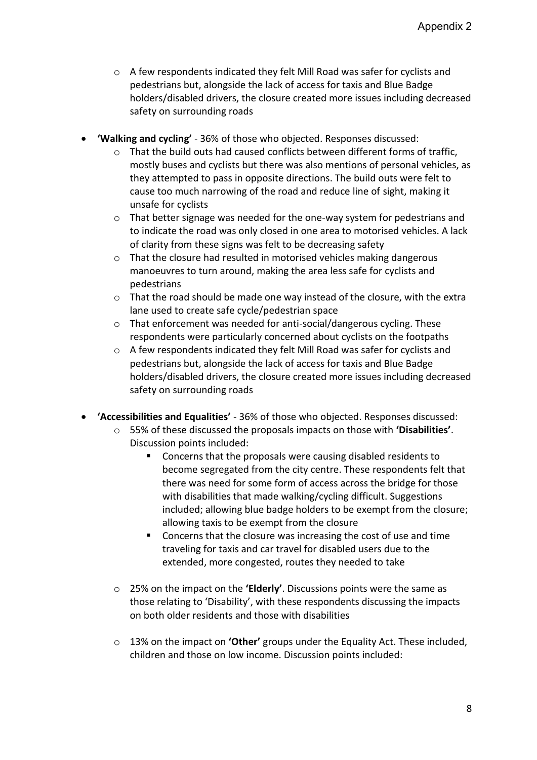- A few respondents indicated they felt Mill Road was safer for cyclists and pedestrians but, alongside the lack of access for taxis and Blue Badge holders/disabled drivers, the closure created more issues including decreased safety on surrounding roads

- **'Walking and cycling'** - 36% of those who objected. Responses discussed:
  - That the build outs had caused conflicts between different forms of traffic, mostly buses and cyclists but there was also mentions of personal vehicles, as they attempted to pass in opposite directions. The build outs were felt to cause too much narrowing of the road and reduce line of sight, making it unsafe for cyclists
  - That better signage was needed for the one-way system for pedestrians and to indicate the road was only closed in one area to motorised vehicles. A lack of clarity from these signs was felt to be decreasing safety
  - That the closure had resulted in motorised vehicles making dangerous manoeuvres to turn around, making the area less safe for cyclists and pedestrians
  - That the road should be made one way instead of the closure, with the extra lane used to create safe cycle/pedestrian space
  - That enforcement was needed for anti-social/dangerous cycling. These respondents were particularly concerned about cyclists on the footpaths
  - A few respondents indicated they felt Mill Road was safer for cyclists and pedestrians but, alongside the lack of access for taxis and Blue Badge holders/disabled drivers, the closure created more issues including decreased safety on surrounding roads

- **'Accessibilities and Equalities'** - 36% of those who objected. Responses discussed:
  - 55% of these discussed the proposals impacts on those with **'Disabilities'**. Discussion points included:
    - Concerns that the proposals were causing disabled residents to become segregated from the city centre. These respondents felt that there was need for some form of access across the bridge for those with disabilities that made walking/cycling difficult. Suggestions included; allowing blue badge holders to be exempt from the closure; allowing taxis to be exempt from the closure
    - Concerns that the closure was increasing the cost of use and time traveling for taxis and car travel for disabled users due to the extended, more congested, routes they needed to take
  - 25% on the impact on the **'Elderly'**. Discussions points were the same as those relating to 'Disability', with these respondents discussing the impacts on both older residents and those with disabilities
  - 13% on the impact on **'Other'** groups under the Equality Act. These included, children and those on low income. Discussion points included: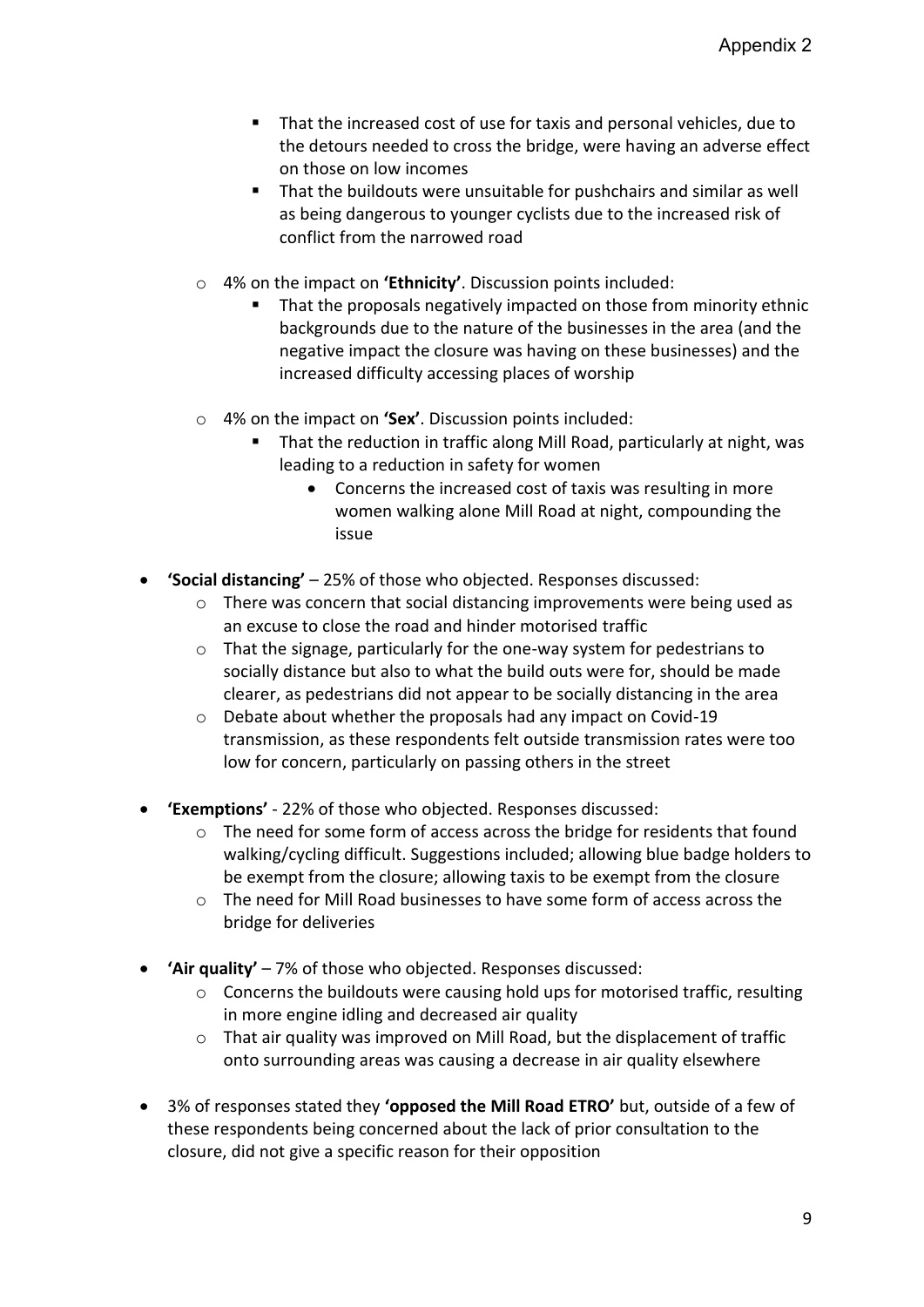- That the increased cost of use for taxis and personal vehicles, due to the detours needed to cross the bridge, were having an adverse effect on those on low incomes
        - That the buildouts were unsuitable for pushchairs and similar as well as being dangerous to younger cyclists due to the increased risk of conflict from the narrowed road

    - 4% on the impact on **'Ethnicity'**. Discussion points included:
        - That the proposals negatively impacted on those from minority ethnic backgrounds due to the nature of the businesses in the area (and the negative impact the closure was having on these businesses) and the increased difficulty accessing places of worship

    - 4% on the impact on **'Sex'**. Discussion points included:
        - That the reduction in traffic along Mill Road, particularly at night, was leading to a reduction in safety for women
            - Concerns the increased cost of taxis was resulting in more women walking alone Mill Road at night, compounding the issue

- **'Social distancing'** – 25% of those who objected. Responses discussed:
    - There was concern that social distancing improvements were being used as an excuse to close the road and hinder motorised traffic
    - That the signage, particularly for the one-way system for pedestrians to socially distance but also to what the build outs were for, should be made clearer, as pedestrians did not appear to be socially distancing in the area
    - Debate about whether the proposals had any impact on Covid-19 transmission, as these respondents felt outside transmission rates were too low for concern, particularly on passing others in the street

- **'Exemptions'** - 22% of those who objected. Responses discussed:
    - The need for some form of access across the bridge for residents that found walking/cycling difficult. Suggestions included; allowing blue badge holders to be exempt from the closure; allowing taxis to be exempt from the closure
    - The need for Mill Road businesses to have some form of access across the bridge for deliveries

- **'Air quality'** – 7% of those who objected. Responses discussed:
    - Concerns the buildouts were causing hold ups for motorised traffic, resulting in more engine idling and decreased air quality
    - That air quality was improved on Mill Road, but the displacement of traffic onto surrounding areas was causing a decrease in air quality elsewhere

- 3% of responses stated they **'opposed the Mill Road ETRO'** but, outside of a few of these respondents being concerned about the lack of prior consultation to the closure, did not give a specific reason for their opposition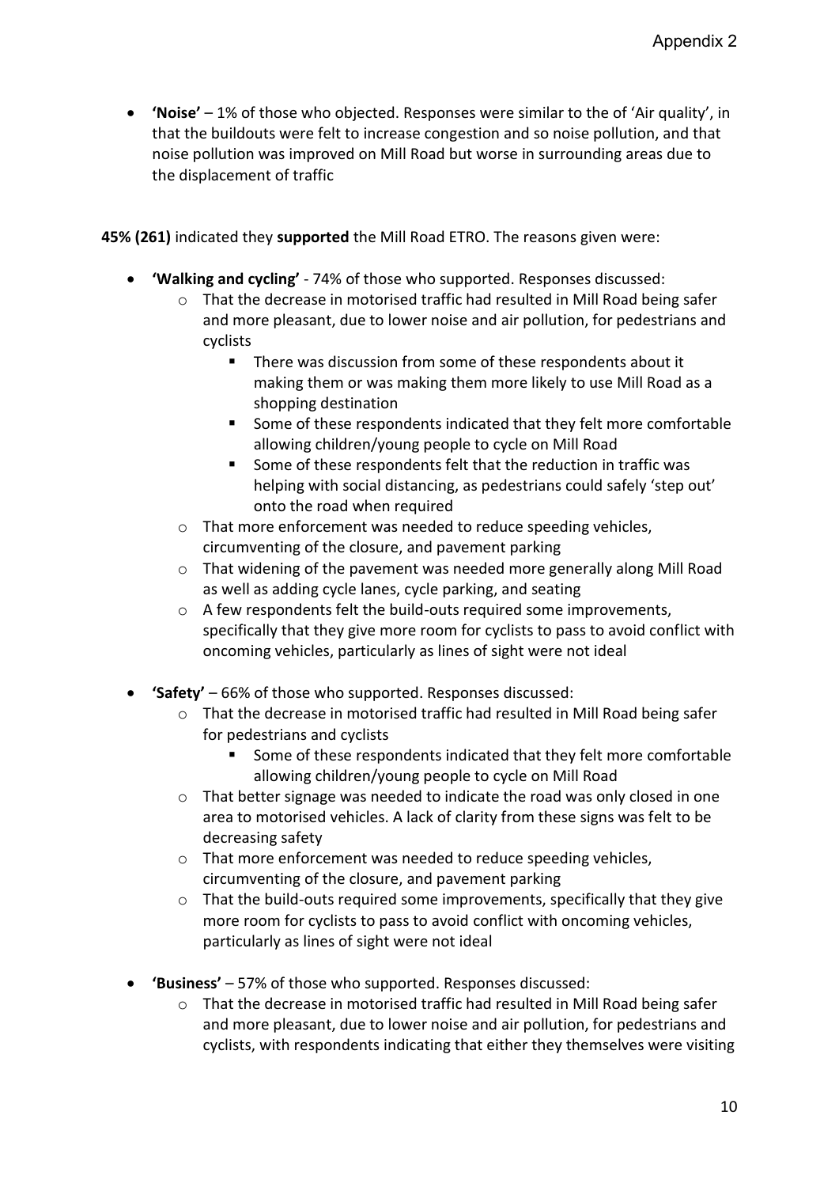- **'Noise'** – 1% of those who objected. Responses were similar to the of 'Air quality', in that the buildouts were felt to increase congestion and so noise pollution, and that noise pollution was improved on Mill Road but worse in surrounding areas due to the displacement of traffic

**45% (261)** indicated they **supported** the Mill Road ETRO. The reasons given were:

- **'Walking and cycling'** - 74% of those who supported. Responses discussed:
    - That the decrease in motorised traffic had resulted in Mill Road being safer and more pleasant, due to lower noise and air pollution, for pedestrians and cyclists
        - There was discussion from some of these respondents about it making them or was making them more likely to use Mill Road as a shopping destination
        - Some of these respondents indicated that they felt more comfortable allowing children/young people to cycle on Mill Road
        - Some of these respondents felt that the reduction in traffic was helping with social distancing, as pedestrians could safely 'step out' onto the road when required
    - That more enforcement was needed to reduce speeding vehicles, circumventing of the closure, and pavement parking
    - That widening of the pavement was needed more generally along Mill Road as well as adding cycle lanes, cycle parking, and seating
    - A few respondents felt the build-outs required some improvements, specifically that they give more room for cyclists to pass to avoid conflict with oncoming vehicles, particularly as lines of sight were not ideal

- **'Safety'** – 66% of those who supported. Responses discussed:
    - That the decrease in motorised traffic had resulted in Mill Road being safer for pedestrians and cyclists
        - Some of these respondents indicated that they felt more comfortable allowing children/young people to cycle on Mill Road
    - That better signage was needed to indicate the road was only closed in one area to motorised vehicles. A lack of clarity from these signs was felt to be decreasing safety
    - That more enforcement was needed to reduce speeding vehicles, circumventing of the closure, and pavement parking
    - That the build-outs required some improvements, specifically that they give more room for cyclists to pass to avoid conflict with oncoming vehicles, particularly as lines of sight were not ideal

- **'Business'** – 57% of those who supported. Responses discussed:
    - That the decrease in motorised traffic had resulted in Mill Road being safer and more pleasant, due to lower noise and air pollution, for pedestrians and cyclists, with respondents indicating that either they themselves were visiting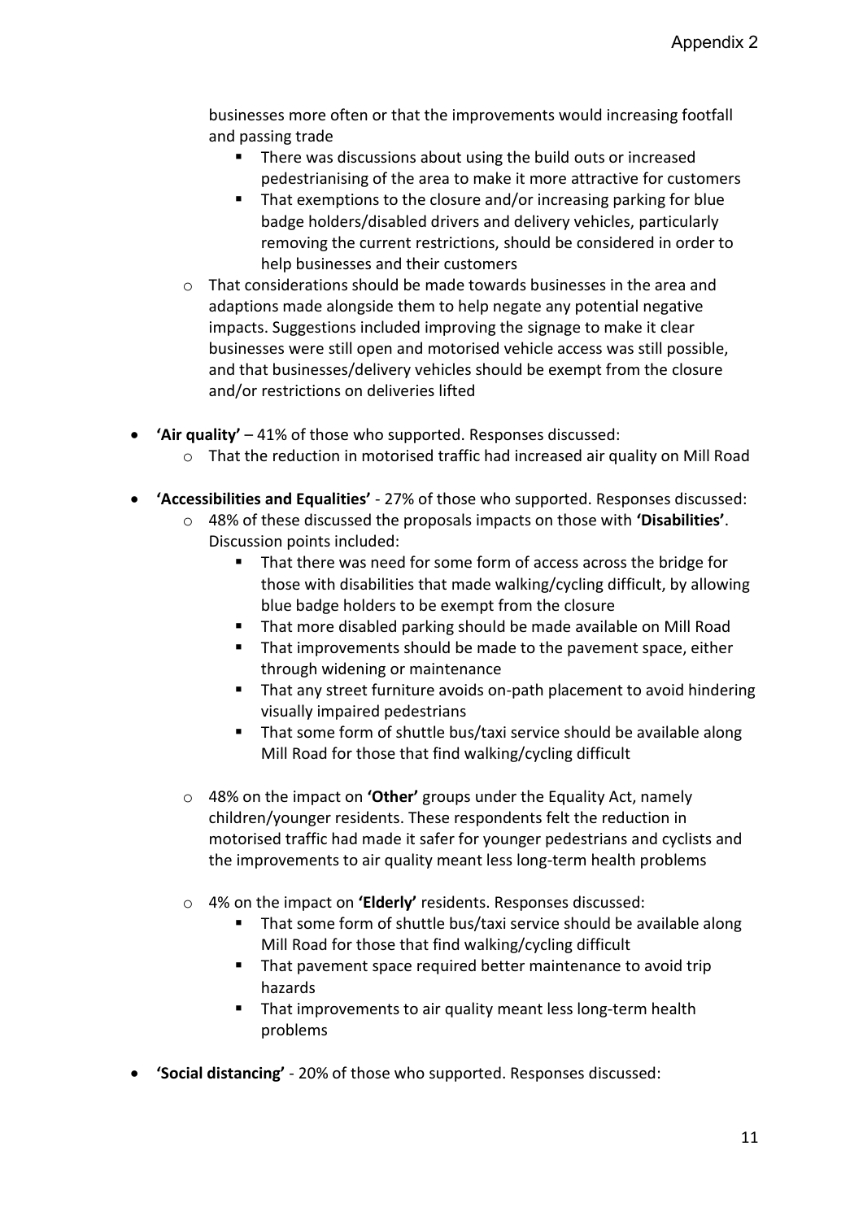businesses more often or that the improvements would increasing footfall and passing trade
    - There was discussions about using the build outs or increased pedestrianising of the area to make it more attractive for customers
    - That exemptions to the closure and/or increasing parking for blue badge holders/disabled drivers and delivery vehicles, particularly removing the current restrictions, should be considered in order to help businesses and their customers
  - That considerations should be made towards businesses in the area and adaptions made alongside them to help negate any potential negative impacts. Suggestions included improving the signage to make it clear businesses were still open and motorised vehicle access was still possible, and that businesses/delivery vehicles should be exempt from the closure and/or restrictions on deliveries lifted

- **'Air quality'** – 41% of those who supported. Responses discussed:
  - That the reduction in motorised traffic had increased air quality on Mill Road

- **'Accessibilities and Equalities'** - 27% of those who supported. Responses discussed:
  - 48% of these discussed the proposals impacts on those with **'Disabilities'**. Discussion points included:
    - That there was need for some form of access across the bridge for those with disabilities that made walking/cycling difficult, by allowing blue badge holders to be exempt from the closure
    - That more disabled parking should be made available on Mill Road
    - That improvements should be made to the pavement space, either through widening or maintenance
    - That any street furniture avoids on-path placement to avoid hindering visually impaired pedestrians
    - That some form of shuttle bus/taxi service should be available along Mill Road for those that find walking/cycling difficult

  - 48% on the impact on **'Other'** groups under the Equality Act, namely children/younger residents. These respondents felt the reduction in motorised traffic had made it safer for younger pedestrians and cyclists and the improvements to air quality meant less long-term health problems

  - 4% on the impact on **'Elderly'** residents. Responses discussed:
    - That some form of shuttle bus/taxi service should be available along Mill Road for those that find walking/cycling difficult
    - That pavement space required better maintenance to avoid trip hazards
    - That improvements to air quality meant less long-term health problems

- **'Social distancing'** - 20% of those who supported. Responses discussed: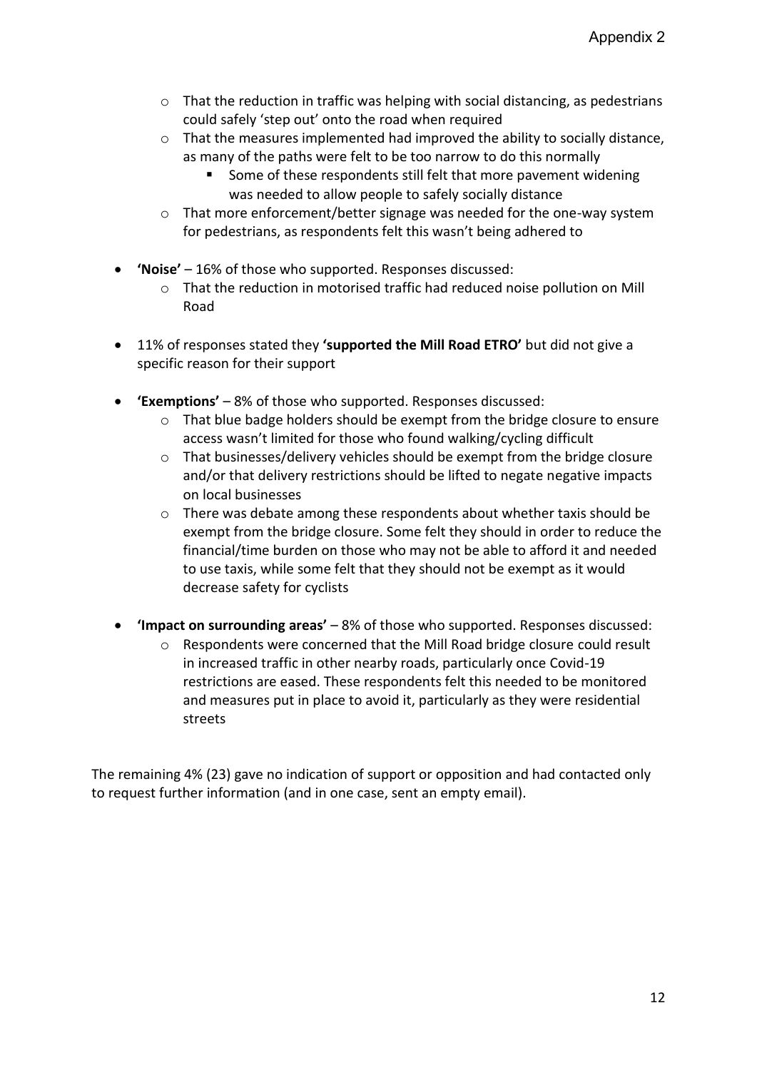- That the reduction in traffic was helping with social distancing, as pedestrians could safely 'step out' onto the road when required
  - That the measures implemented had improved the ability to socially distance, as many of the paths were felt to be too narrow to do this normally
    - Some of these respondents still felt that more pavement widening was needed to allow people to safely socially distance
  - That more enforcement/better signage was needed for the one-way system for pedestrians, as respondents felt this wasn't being adhered to

- **'Noise'** – 16% of those who supported. Responses discussed:
  - That the reduction in motorised traffic had reduced noise pollution on Mill Road

- 11% of responses stated they **'supported the Mill Road ETRO'** but did not give a specific reason for their support

- **'Exemptions'** – 8% of those who supported. Responses discussed:
  - That blue badge holders should be exempt from the bridge closure to ensure access wasn't limited for those who found walking/cycling difficult
  - That businesses/delivery vehicles should be exempt from the bridge closure and/or that delivery restrictions should be lifted to negate negative impacts on local businesses
  - There was debate among these respondents about whether taxis should be exempt from the bridge closure. Some felt they should in order to reduce the financial/time burden on those who may not be able to afford it and needed to use taxis, while some felt that they should not be exempt as it would decrease safety for cyclists

- **'Impact on surrounding areas'** – 8% of those who supported. Responses discussed:
  - Respondents were concerned that the Mill Road bridge closure could result in increased traffic in other nearby roads, particularly once Covid-19 restrictions are eased. These respondents felt this needed to be monitored and measures put in place to avoid it, particularly as they were residential streets

The remaining 4% (23) gave no indication of support or opposition and had contacted only to request further information (and in one case, sent an empty email).